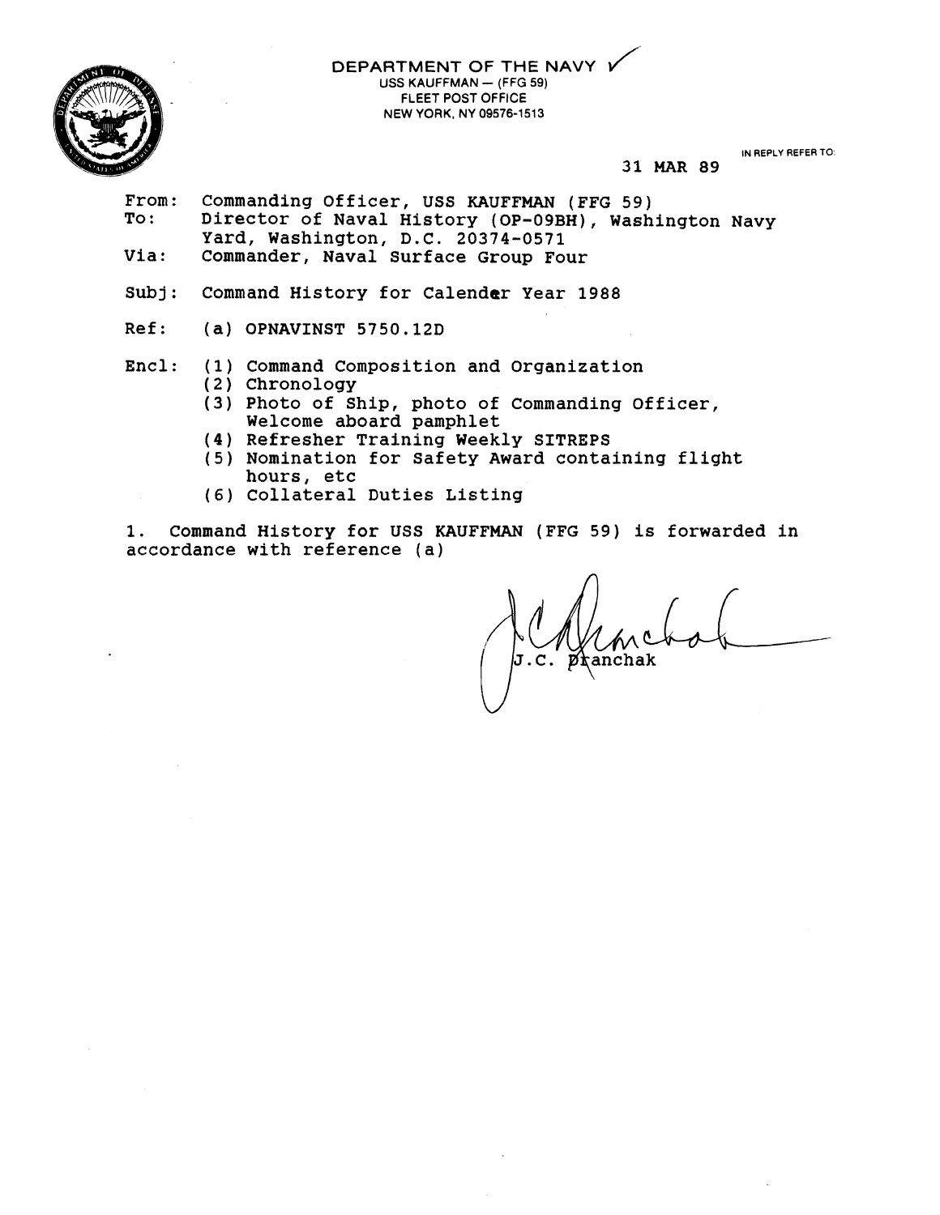DEPARTMENT OF THE NAVY
USS KAUFFMAN — (FFG 59)
FLEET POST OFFICE
NEW YORK, NY 09576-1513

IN REPLY REFER TO:
31 MAR 89

From: Commanding Officer, USS KAUFFMAN (FFG 59)
To: Director of Naval History (OP-09BH), Washington Navy Yard, Washington, D.C. 20374-0571
Via: Commander, Naval Surface Group Four

Subj: Command History for Calender Year 1988

Ref: (a) OPNAVINST 5750.12D

Encl: (1) Command Composition and Organization
(2) Chronology
(3) Photo of Ship, photo of Commanding Officer, Welcome aboard pamphlet
(4) Refresher Training Weekly SITREPS
(5) Nomination for Safety Award containing flight hours, etc
(6) Collateral Duties Listing

1. Command History for USS KAUFFMAN (FFG 59) is forwarded in accordance with reference (a)

J.C. Pranchak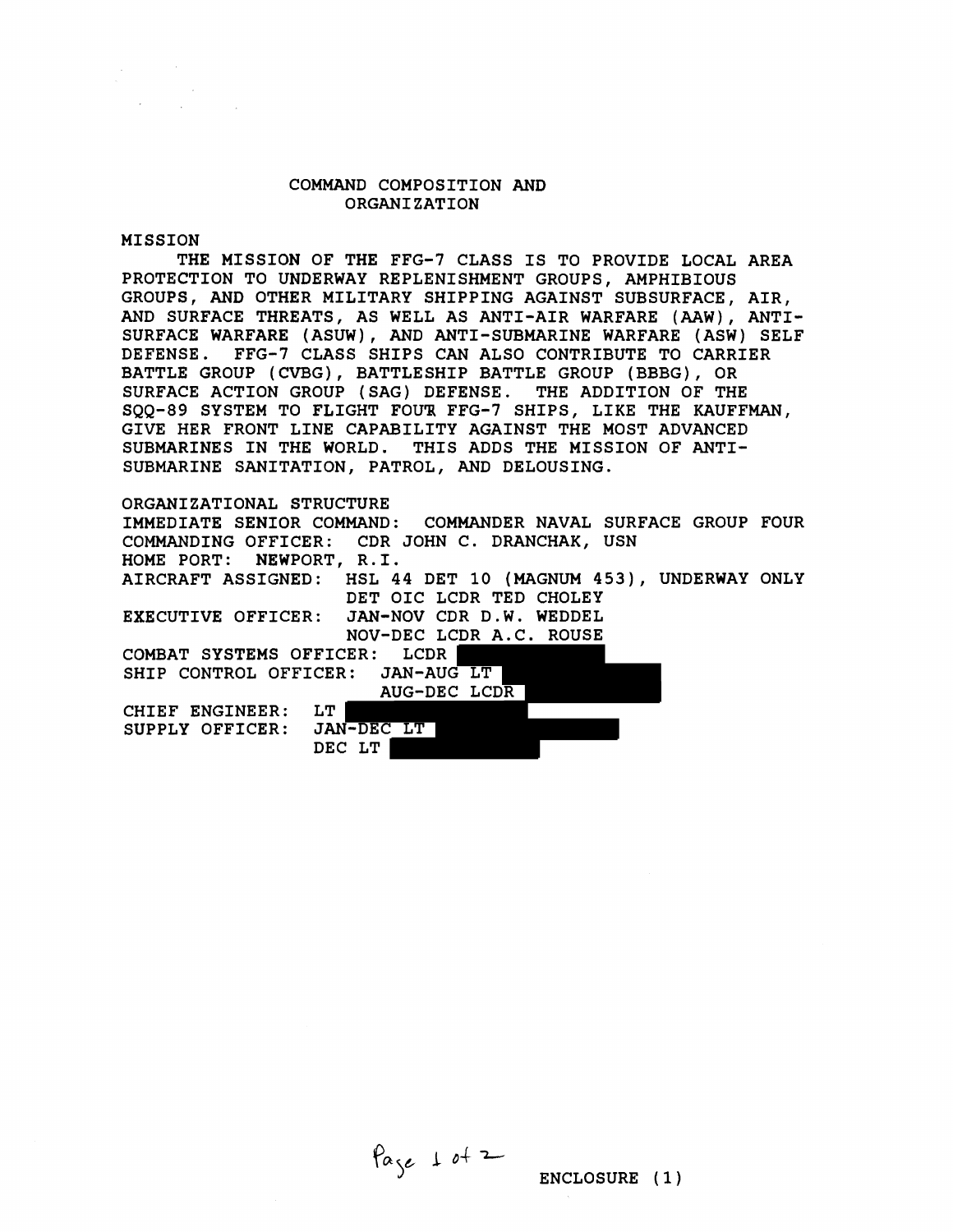# COMMAND COMPOSITION AND ORGANIZATION

## MISSION

THE MISSION OF THE FFG-7 CLASS IS TO PROVIDE LOCAL AREA PROTECTION TO UNDERWAY REPLENISHMENT GROUPS, AMPHIBIOUS GROUPS, AND OTHER MILITARY SHIPPING AGAINST SUBSURFACE, AIR, AND SURFACE THREATS, AS WELL AS ANTI-AIR WARFARE (AAW), ANTI-SURFACE WARFARE (ASUW), AND ANTI-SUBMARINE WARFARE (ASW) SELF DEFENSE. FFG-7 CLASS SHIPS CAN ALSO CONTRIBUTE TO CARRIER BATTLE GROUP (CVBG), BATTLESHIP BATTLE GROUP (BBBG), OR SURFACE ACTION GROUP (SAG) DEFENSE. THE ADDITION OF THE SQQ-89 SYSTEM TO FLIGHT FOUR FFG-7 SHIPS, LIKE THE KAUFFMAN, GIVE HER FRONT LINE CAPABILITY AGAINST THE MOST ADVANCED SUBMARINES IN THE WORLD. THIS ADDS THE MISSION OF ANTI-SUBMARINE SANITATION, PATROL, AND DELOUSING.

## ORGANIZATIONAL STRUCTURE

IMMEDIATE SENIOR COMMAND: COMMANDER NAVAL SURFACE GROUP FOUR
COMMANDING OFFICER: CDR JOHN C. DRANCHAK, USN
HOME PORT: NEWPORT, R.I.
AIRCRAFT ASSIGNED: HSL 44 DET 10 (MAGNUM 453), UNDERWAY ONLY
DET OIC LCDR TED CHOLEY
EXECUTIVE OFFICER: JAN-NOV CDR D.W. WEDDEL
NOV-DEC LCDR A.C. ROUSE
COMBAT SYSTEMS OFFICER: LCDR [REDACTED]
SHIP CONTROL OFFICER: JAN-AUG LT [REDACTED]
AUG-DEC LCDR [REDACTED]
CHIEF ENGINEER: LT [REDACTED]
SUPPLY OFFICER: JAN-DEC LT [REDACTED]
DEC LT [REDACTED]

ENCLOSURE (1)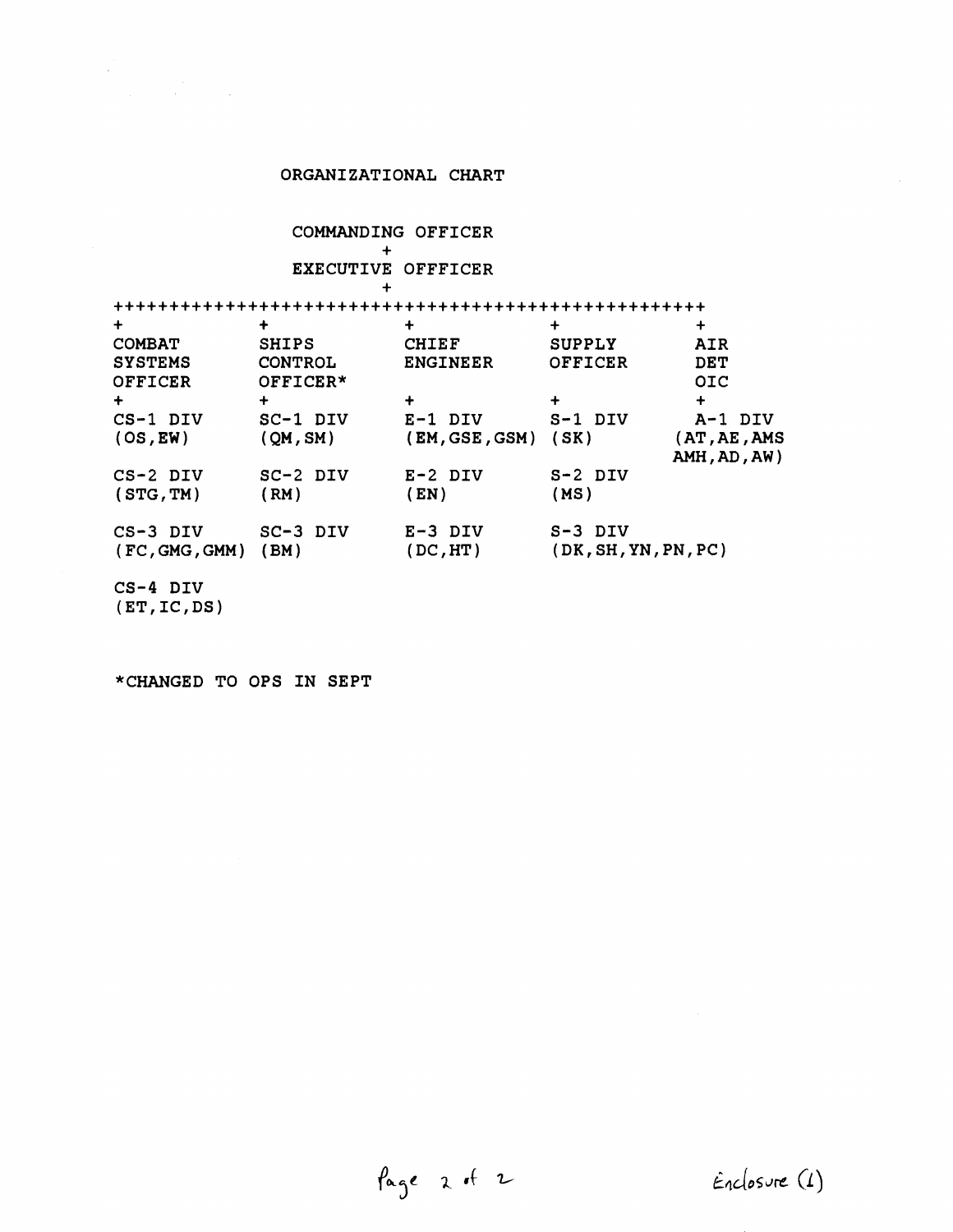# ORGANIZATIONAL CHART

COMMANDING OFFICER

EXECUTIVE OFFICER

| COMBAT SYSTEMS OFFICER | SHIPS CONTROL OFFICER* | CHIEF ENGINEER | SUPPLY OFFICER | AIR DET OIC |
|---|---|---|---|---|
| CS-1 DIV (OS,EW) | SC-1 DIV (QM,SM) | E-1 DIV (EM,GSE,GSM) | S-1 DIV (SK) | A-1 DIV (AT,AE,AMS AMH,AD,AW) |
| CS-2 DIV (STG,TM) | SC-2 DIV (RM) | E-2 DIV (EN) | S-2 DIV (MS) | |
| CS-3 DIV (FC,GMG,GMM) | SC-3 DIV (BM) | E-3 DIV (DC,HT) | S-3 DIV (DK,SH,YN,PN,PC) | |
| CS-4 DIV (ET,IC,DS) | | | | |

*CHANGED TO OPS IN SEPT

Enclosure (1)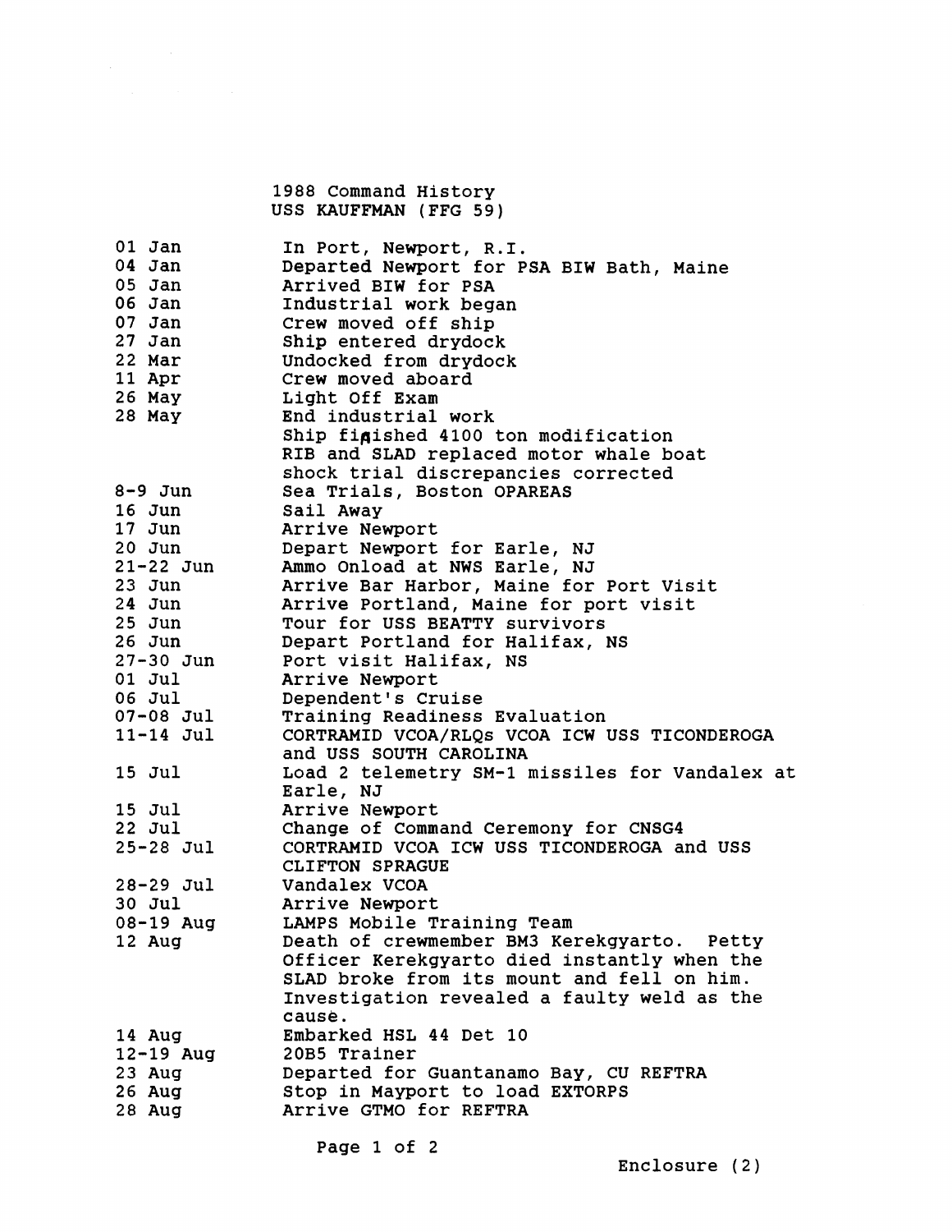# 1988 Command History
## USS KAUFFMAN (FFG 59)

| | |
|---|---|
| 01 Jan | In Port, Newport, R.I. |
| 04 Jan | Departed Newport for PSA BIW Bath, Maine |
| 05 Jan | Arrived BIW for PSA |
| 06 Jan | Industrial work began |
| 07 Jan | Crew moved off ship |
| 27 Jan | Ship entered drydock |
| 22 Mar | Undocked from drydock |
| 11 Apr | Crew moved aboard |
| 26 May | Light Off Exam |
| 28 May | End industrial work<br>Ship finished 4100 ton modification<br>RIB and SLAD replaced motor whale boat<br>shock trial discrepancies corrected |
| 8-9 Jun | Sea Trials, Boston OPAREAS |
| 16 Jun | Sail Away |
| 17 Jun | Arrive Newport |
| 20 Jun | Depart Newport for Earle, NJ |
| 21-22 Jun | Ammo Onload at NWS Earle, NJ |
| 23 Jun | Arrive Bar Harbor, Maine for Port Visit |
| 24 Jun | Arrive Portland, Maine for port visit |
| 25 Jun | Tour for USS BEATTY survivors |
| 26 Jun | Depart Portland for Halifax, NS |
| 27-30 Jun | Port visit Halifax, NS |
| 01 Jul | Arrive Newport |
| 06 Jul | Dependent's Cruise |
| 07-08 Jul | Training Readiness Evaluation |
| 11-14 Jul | CORTRAMID VCOA/RLQs VCOA ICW USS TICONDEROGA and USS SOUTH CAROLINA |
| 15 Jul | Load 2 telemetry SM-1 missiles for Vandalex at Earle, NJ |
| 15 Jul | Arrive Newport |
| 22 Jul | Change of Command Ceremony for CNSG4 |
| 25-28 Jul | CORTRAMID VCOA ICW USS TICONDEROGA and USS CLIFTON SPRAGUE |
| 28-29 Jul | Vandalex VCOA |
| 30 Jul | Arrive Newport |
| 08-19 Aug | LAMPS Mobile Training Team |
| 12 Aug | Death of crewmember BM3 Kerekgyarto. Petty Officer Kerekgyarto died instantly when the SLAD broke from its mount and fell on him. Investigation revealed a faulty weld as the cause. |
| 14 Aug | Embarked HSL 44 Det 10 |
| 12-19 Aug | 20B5 Trainer |
| 23 Aug | Departed for Guantanamo Bay, CU REFTRA |
| 26 Aug | Stop in Mayport to load EXTORPS |
| 28 Aug | Arrive GTMO for REFTRA |

Enclosure (2)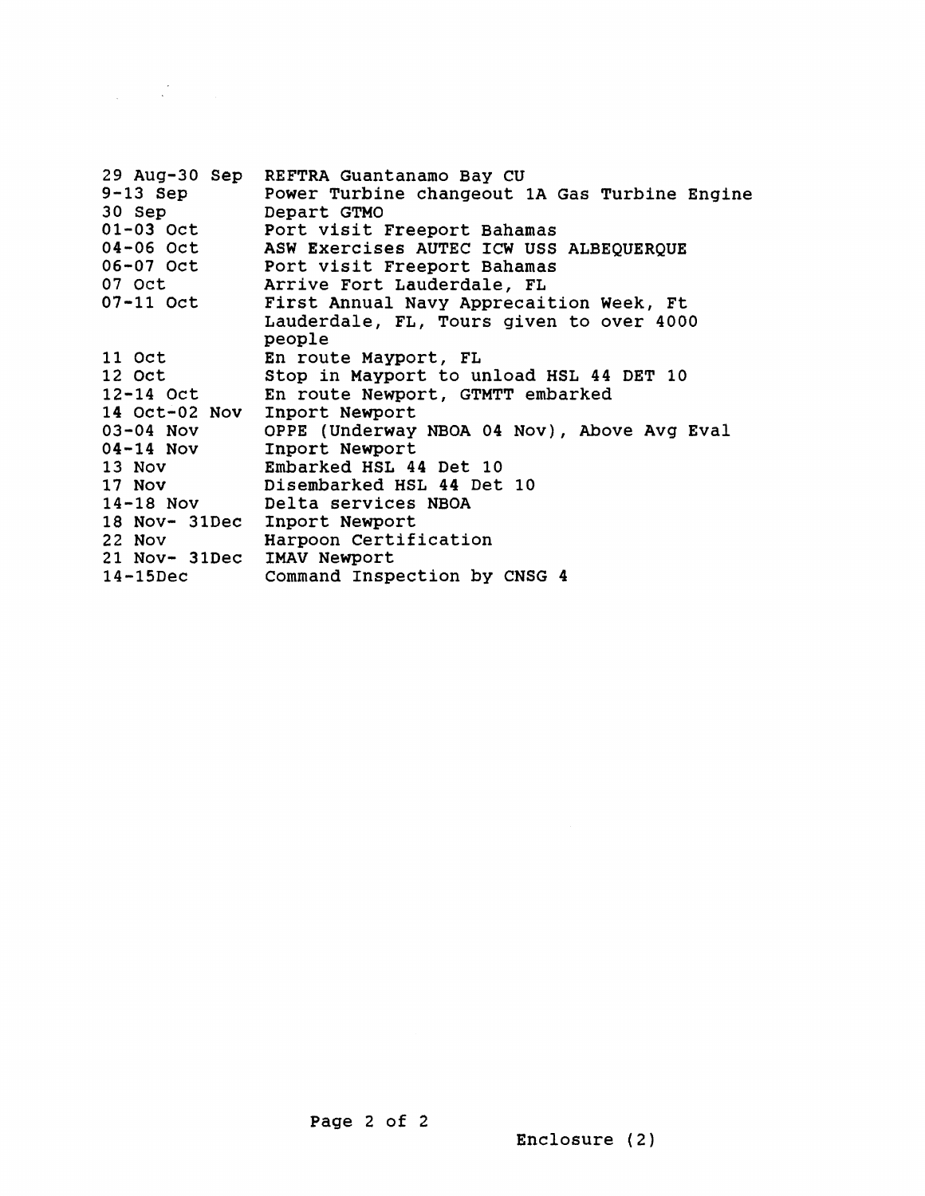| | |
|---|---|
| 29 Aug-30 Sep | REFTRA Guantanamo Bay CU |
| 9-13 Sep | Power Turbine changeout 1A Gas Turbine Engine |
| 30 Sep | Depart GTMO |
| 01-03 Oct | Port visit Freeport Bahamas |
| 04-06 Oct | ASW Exercises AUTEC ICW USS ALBEQUERQUE |
| 06-07 Oct | Port visit Freeport Bahamas |
| 07 Oct | Arrive Fort Lauderdale, FL |
| 07-11 Oct | First Annual Navy Apprecaition Week, Ft Lauderdale, FL, Tours given to over 4000 people |
| 11 Oct | En route Mayport, FL |
| 12 Oct | Stop in Mayport to unload HSL 44 DET 10 |
| 12-14 Oct | En route Newport, GTMTT embarked |
| 14 Oct-02 Nov | Inport Newport |
| 03-04 Nov | OPPE (Underway NBOA 04 Nov), Above Avg Eval |
| 04-14 Nov | Inport Newport |
| 13 Nov | Embarked HSL 44 Det 10 |
| 17 Nov | Disembarked HSL 44 Det 10 |
| 14-18 Nov | Delta services NBOA |
| 18 Nov- 31Dec | Inport Newport |
| 22 Nov | Harpoon Certification |
| 21 Nov- 31Dec | IMAV Newport |
| 14-15Dec | Command Inspection by CNSG 4 |

Enclosure (2)